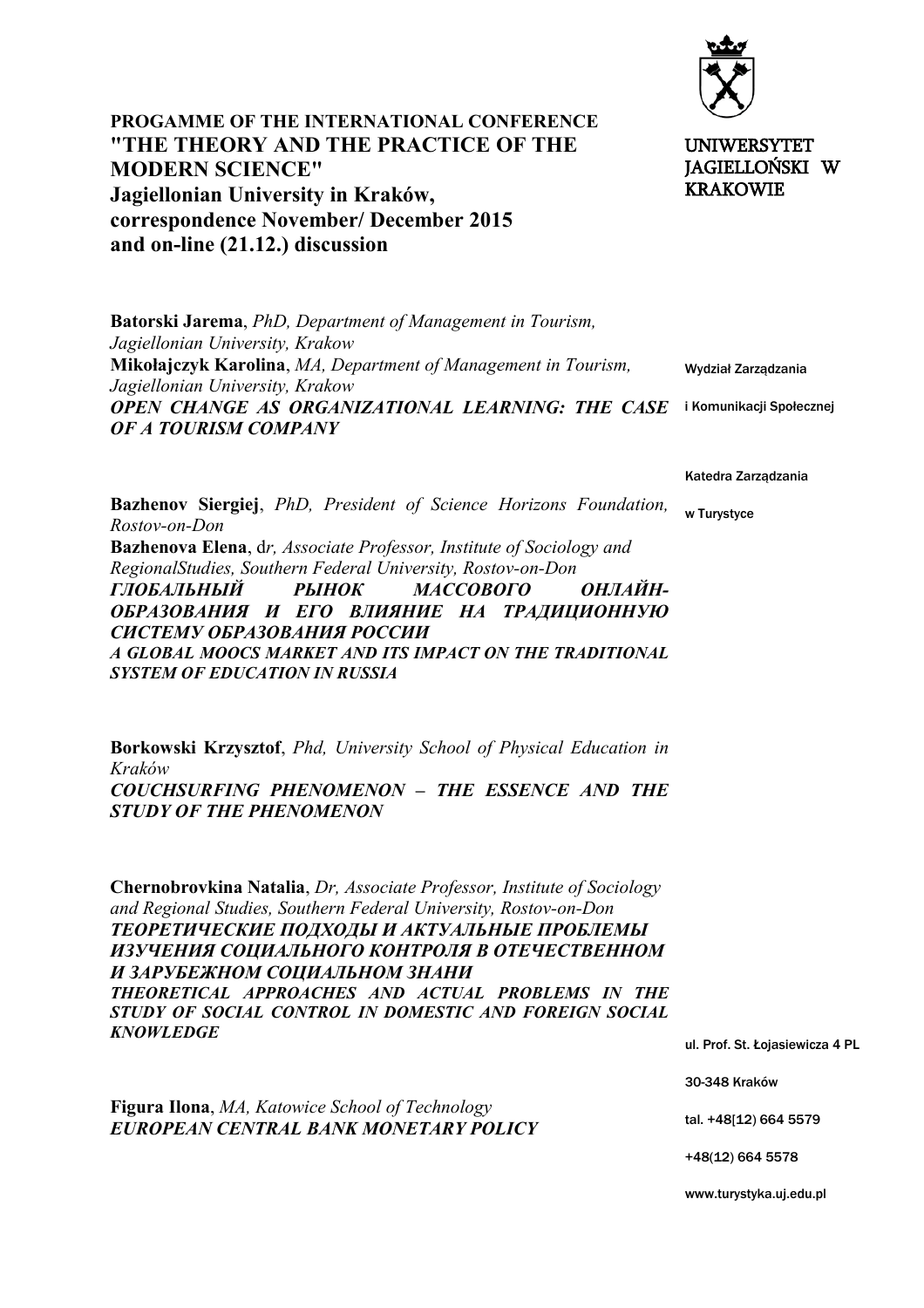**PROGAMME OF THE INTERNATIONAL CONFERENCE**

# "THE THEORY AND THE PRACTICE OF THE MODERN SCIENCE"
# Jagiellonian University in Kraków, correspondence November/ December 2015 and on-line (21.12.) discussion

UNIWERSYTET JAGIELLOŃSKI W KRAKOWIE

Wydział Zarządzania i Komunikacji Społecznej

Katedra Zarządzania w Turystyce

ul. Prof. St. Łojasiewicza 4 PL

30-348 Kraków

tal. +48(12) 664 5579

+48(12) 664 5578

www.turystyka.uj.edu.pl

**Batorski Jarema**, *PhD, Department of Management in Tourism, Jagiellonian University, Krakow*
**Mikołajczyk Karolina**, *MA, Department of Management in Tourism, Jagiellonian University, Krakow*
***OPEN CHANGE AS ORGANIZATIONAL LEARNING: THE CASE OF A TOURISM COMPANY***

**Bazhenov Siergiej**, *PhD, President of Science Horizons Foundation, Rostov-on-Don*
**Bazhenova Elena**, d*r, Associate Professor, Institute of Sociology and RegionalStudies, Southern Federal University, Rostov-on-Don*
***ГЛОБАЛЬНЫЙ РЫНОК МАССОВОГО ОНЛАЙН-ОБРАЗОВАНИЯ И ЕГО ВЛИЯНИЕ НА ТРАДИЦИОННУЮ СИСТЕМУ ОБРАЗОВАНИЯ РОССИИ***
***A GLOBAL MOOCS MARKET AND ITS IMPACT ON THE TRADITIONAL SYSTEM OF EDUCATION IN RUSSIA***

**Borkowski Krzysztof**, *Phd, University School of Physical Education in Kraków*
***COUCHSURFING PHENOMENON – THE ESSENCE AND THE STUDY OF THE PHENOMENON***

**Chernobrovkina Natalia**, *Dr, Associate Professor, Institute of Sociology and Regional Studies, Southern Federal University, Rostov-on-Don*
***ТЕОРЕТИЧЕСКИЕ ПОДХОДЫ И АКТУАЛЬНЫЕ ПРОБЛЕМЫ ИЗУЧЕНИЯ СОЦИАЛЬНОГО КОНТРОЛЯ В ОТЕЧЕСТВЕННОМ И ЗАРУБЕЖНОМ СОЦИАЛЬНОМ ЗНАНИ***
***THEORETICAL APPROACHES AND ACTUAL PROBLEMS IN THE STUDY OF SOCIAL CONTROL IN DOMESTIC AND FOREIGN SOCIAL KNOWLEDGE***

**Figura Ilona**, *MA, Katowice School of Technology*
***EUROPEAN CENTRAL BANK MONETARY POLICY***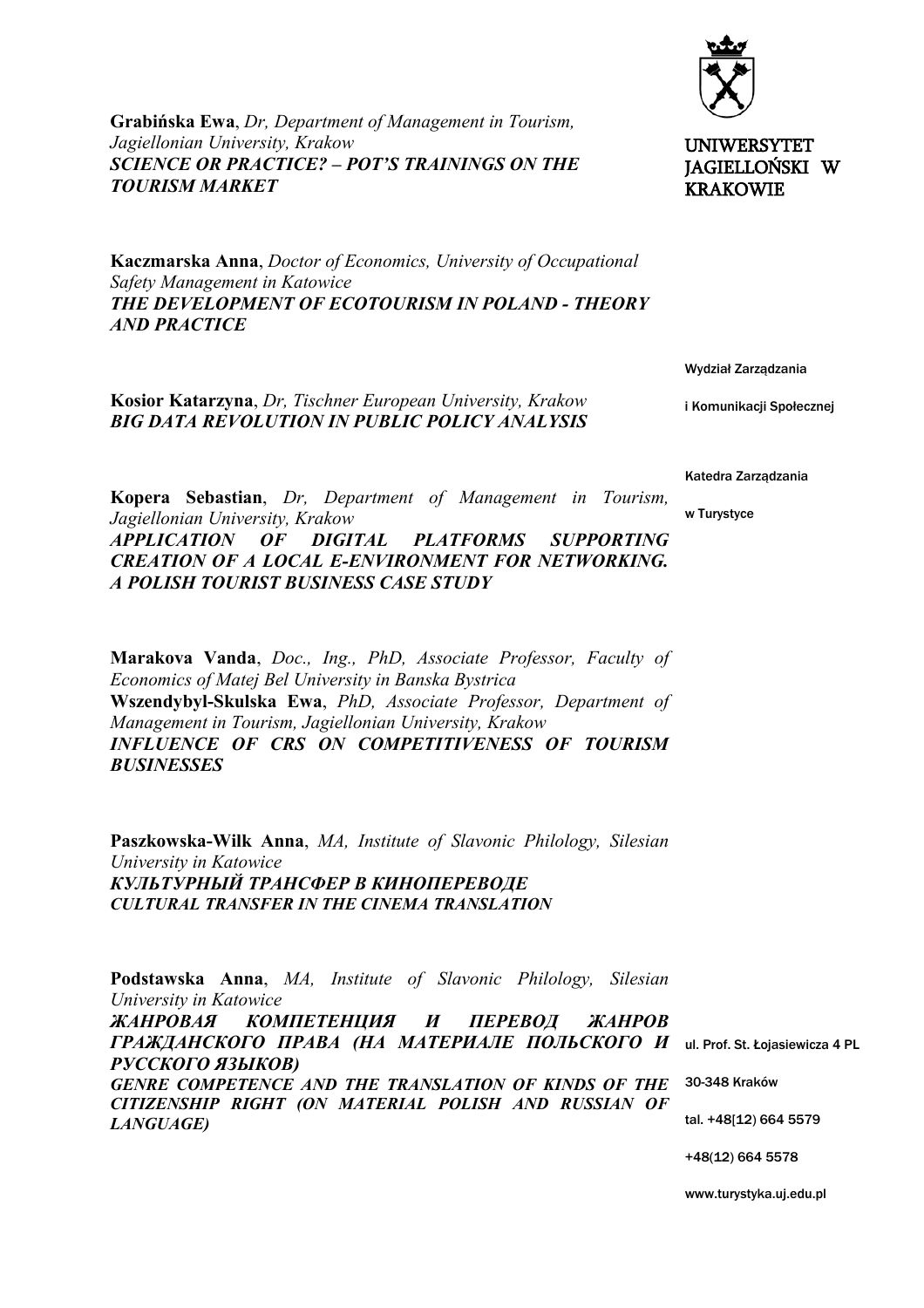**Grabińska Ewa**, *Dr, Department of Management in Tourism, Jagiellonian University, Krakow*
***SCIENCE OR PRACTICE? – POT'S TRAININGS ON THE TOURISM MARKET***

**Kaczmarska Anna**, *Doctor of Economics, University of Occupational Safety Management in Katowice*
***THE DEVELOPMENT OF ECOTOURISM IN POLAND - THEORY AND PRACTICE***

**Kosior Katarzyna**, *Dr, Tischner European University, Krakow*
***BIG DATA REVOLUTION IN PUBLIC POLICY ANALYSIS***

**Kopera Sebastian**, *Dr, Department of Management in Tourism, Jagiellonian University, Krakow*
***APPLICATION OF DIGITAL PLATFORMS SUPPORTING CREATION OF A LOCAL E-ENVIRONMENT FOR NETWORKING. A POLISH TOURIST BUSINESS CASE STUDY***

**Marakova Vanda**, *Doc., Ing., PhD, Associate Professor, Faculty of Economics of Matej Bel University in Banska Bystrica*
**Wszendybyl-Skulska Ewa**, *PhD, Associate Professor, Department of Management in Tourism, Jagiellonian University, Krakow*
***INFLUENCE OF CRS ON COMPETITIVENESS OF TOURISM BUSINESSES***

**Paszkowska-Wilk Anna**, *MA, Institute of Slavonic Philology, Silesian University in Katowice*
***КУЛЬТУРНЫЙ ТРАНСФЕР В КИНОПЕРЕВОДЕ***
***CULTURAL TRANSFER IN THE CINEMA TRANSLATION***

**Podstawska Anna**, *MA, Institute of Slavonic Philology, Silesian University in Katowice*
***ЖАНРОВАЯ КОМПЕТЕНЦИЯ И ПЕРЕВОД ЖАНРОВ ГРАЖДАНСКОГО ПРАВА (НА МАТЕРИАЛЕ ПОЛЬСКОГО И РУССКОГО ЯЗЫКОВ)***
***GENRE COMPETENCE AND THE TRANSLATION OF KINDS OF THE CITIZENSHIP RIGHT (ON MATERIAL POLISH AND RUSSIAN OF LANGUAGE)***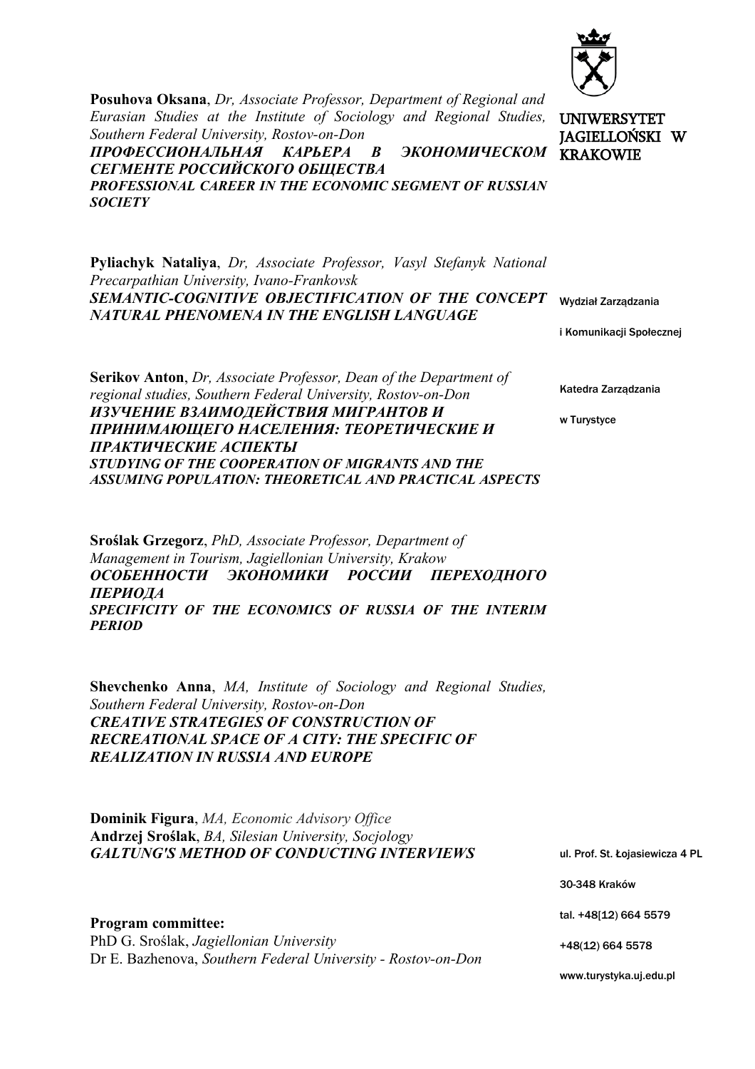**Posuhova Oksana**, *Dr, Associate Professor, Department of Regional and Eurasian Studies at the Institute of Sociology and Regional Studies, Southern Federal University, Rostov-on-Don*
***ПРОФЕССИОНАЛЬНАЯ КАРЬЕРА В ЭКОНОМИЧЕСКОМ СЕГМЕНТЕ РОССИЙСКОГО ОБЩЕСТВА***
***PROFESSIONAL CAREER IN THE ECONOMIC SEGMENT OF RUSSIAN SOCIETY***

**Pyliachyk Nataliya**, *Dr, Associate Professor, Vasyl Stefanyk National Precarpathian University, Ivano-Frankovsk*
***SEMANTIC-COGNITIVE OBJECTIFICATION OF THE CONCEPT NATURAL PHENOMENA IN THE ENGLISH LANGUAGE***

**Serikov Anton**, *Dr, Associate Professor, Dean of the Department of regional studies, Southern Federal University, Rostov-on-Don*
***ИЗУЧЕНИЕ ВЗАИМОДЕЙСТВИЯ МИГРАНТОВ И ПРИНИМАЮЩЕГО НАСЕЛЕНИЯ: ТЕОРЕТИЧЕСКИЕ И ПРАКТИЧЕСКИЕ АСПЕКТЫ***
***STUDYING OF THE COOPERATION OF MIGRANTS AND THE ASSUMING POPULATION: THEORETICAL AND PRACTICAL ASPECTS***

**Sroślak Grzegorz**, *PhD, Associate Professor, Department of Management in Tourism, Jagiellonian University, Krakow*
***ОСОБЕННОСТИ ЭКОНОМИКИ РОССИИ ПЕРЕХОДНОГО ПЕРИОДА***
***SPECIFICITY OF THE ECONOMICS OF RUSSIA OF THE INTERIM PERIOD***

**Shevchenko Anna**, *MA, Institute of Sociology and Regional Studies, Southern Federal University, Rostov-on-Don*
***CREATIVE STRATEGIES OF CONSTRUCTION OF RECREATIONAL SPACE OF A CITY: THE SPECIFIC OF REALIZATION IN RUSSIA AND EUROPE***

**Dominik Figura**, *MA, Economic Advisory Office*
**Andrzej Sroślak**, *BA, Silesian University, Socjology*
***GALTUNG'S METHOD OF CONDUCTING INTERVIEWS***

**Program committee:**
PhD G. Sroślak, *Jagiellonian University*
Dr E. Bazhenova, *Southern Federal University - Rostov-on-Don*

UNIWERSYTET JAGIELLOŃSKI W KRAKOWIE

Wydział Zarządzania
i Komunikacji Społecznej

Katedra Zarządzania
w Turystyce

ul. Prof. St. Łojasiewicza 4 PL
30-348 Kraków
tal. +48(12) 664 5579
+48(12) 664 5578
www.turystyka.uj.edu.pl